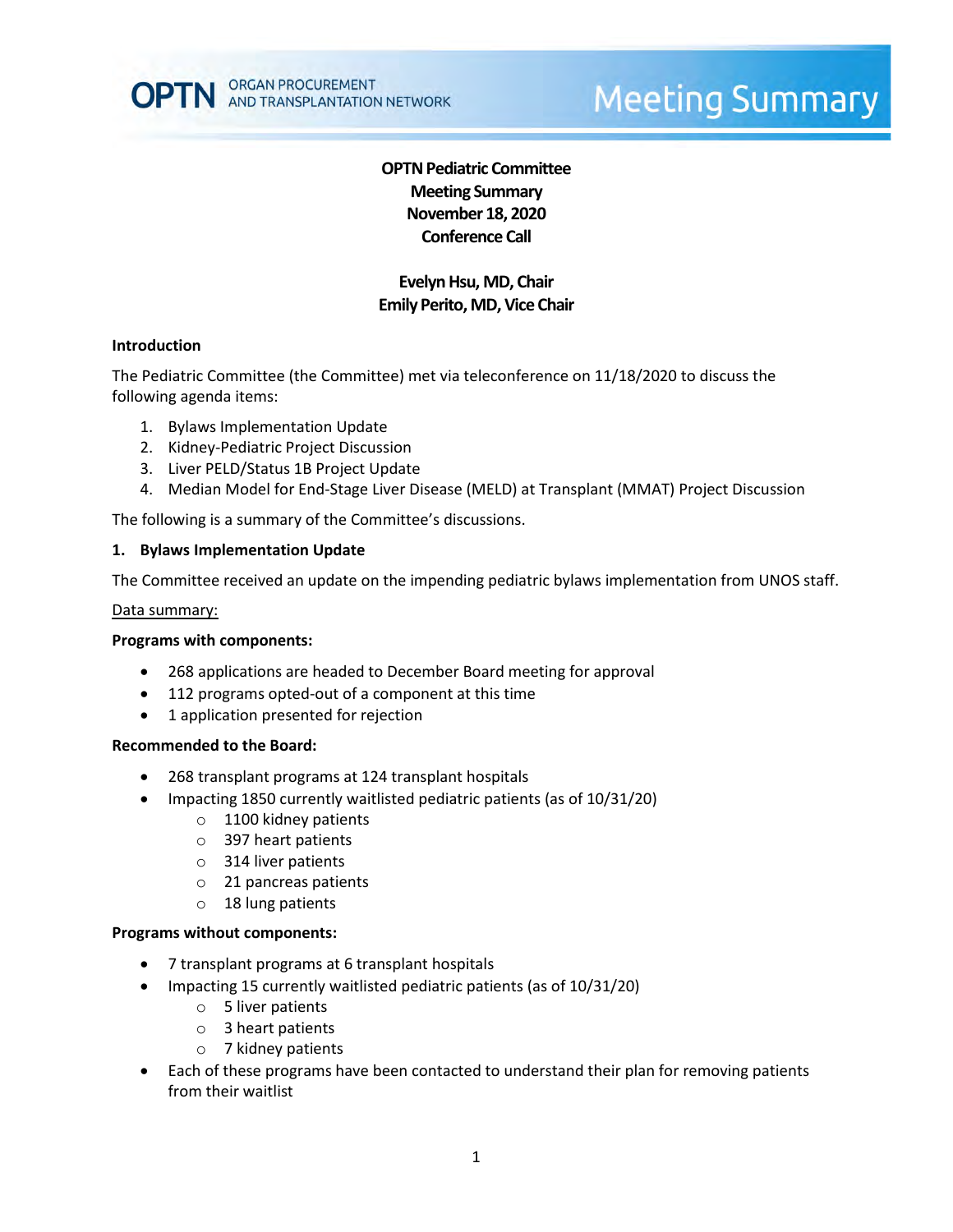# OPTN Pediatric Committee
## Meeting Summary
## November 18, 2020
## Conference Call

**Evelyn Hsu, MD, Chair**
**Emily Perito, MD, Vice Chair**

### Introduction

The Pediatric Committee (the Committee) met via teleconference on 11/18/2020 to discuss the following agenda items:

1. Bylaws Implementation Update
2. Kidney-Pediatric Project Discussion
3. Liver PELD/Status 1B Project Update
4. Median Model for End-Stage Liver Disease (MELD) at Transplant (MMAT) Project Discussion

The following is a summary of the Committee's discussions.

### 1. Bylaws Implementation Update

The Committee received an update on the impending pediatric bylaws implementation from UNOS staff.

Data summary:

**Programs with components:**

- 268 applications are headed to December Board meeting for approval
- 112 programs opted-out of a component at this time
- 1 application presented for rejection

**Recommended to the Board:**

- 268 transplant programs at 124 transplant hospitals
- Impacting 1850 currently waitlisted pediatric patients (as of 10/31/20)
  - 1100 kidney patients
  - 397 heart patients
  - 314 liver patients
  - 21 pancreas patients
  - 18 lung patients

**Programs without components:**

- 7 transplant programs at 6 transplant hospitals
- Impacting 15 currently waitlisted pediatric patients (as of 10/31/20)
  - 5 liver patients
  - 3 heart patients
  - 7 kidney patients
- Each of these programs have been contacted to understand their plan for removing patients from their waitlist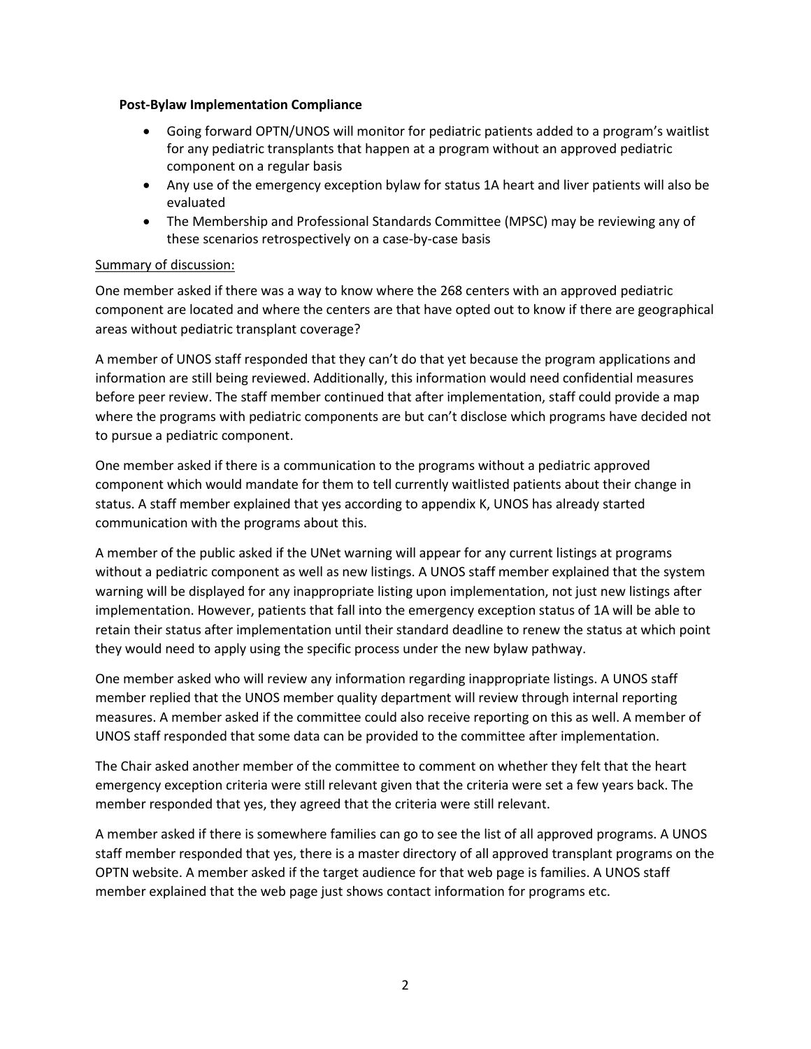**Post-Bylaw Implementation Compliance**

- Going forward OPTN/UNOS will monitor for pediatric patients added to a program's waitlist for any pediatric transplants that happen at a program without an approved pediatric component on a regular basis
- Any use of the emergency exception bylaw for status 1A heart and liver patients will also be evaluated
- The Membership and Professional Standards Committee (MPSC) may be reviewing any of these scenarios retrospectively on a case-by-case basis

Summary of discussion:

One member asked if there was a way to know where the 268 centers with an approved pediatric component are located and where the centers are that have opted out to know if there are geographical areas without pediatric transplant coverage?

A member of UNOS staff responded that they can't do that yet because the program applications and information are still being reviewed. Additionally, this information would need confidential measures before peer review. The staff member continued that after implementation, staff could provide a map where the programs with pediatric components are but can't disclose which programs have decided not to pursue a pediatric component.

One member asked if there is a communication to the programs without a pediatric approved component which would mandate for them to tell currently waitlisted patients about their change in status. A staff member explained that yes according to appendix K, UNOS has already started communication with the programs about this.

A member of the public asked if the UNet warning will appear for any current listings at programs without a pediatric component as well as new listings. A UNOS staff member explained that the system warning will be displayed for any inappropriate listing upon implementation, not just new listings after implementation. However, patients that fall into the emergency exception status of 1A will be able to retain their status after implementation until their standard deadline to renew the status at which point they would need to apply using the specific process under the new bylaw pathway.

One member asked who will review any information regarding inappropriate listings. A UNOS staff member replied that the UNOS member quality department will review through internal reporting measures. A member asked if the committee could also receive reporting on this as well. A member of UNOS staff responded that some data can be provided to the committee after implementation.

The Chair asked another member of the committee to comment on whether they felt that the heart emergency exception criteria were still relevant given that the criteria were set a few years back. The member responded that yes, they agreed that the criteria were still relevant.

A member asked if there is somewhere families can go to see the list of all approved programs. A UNOS staff member responded that yes, there is a master directory of all approved transplant programs on the OPTN website. A member asked if the target audience for that web page is families. A UNOS staff member explained that the web page just shows contact information for programs etc.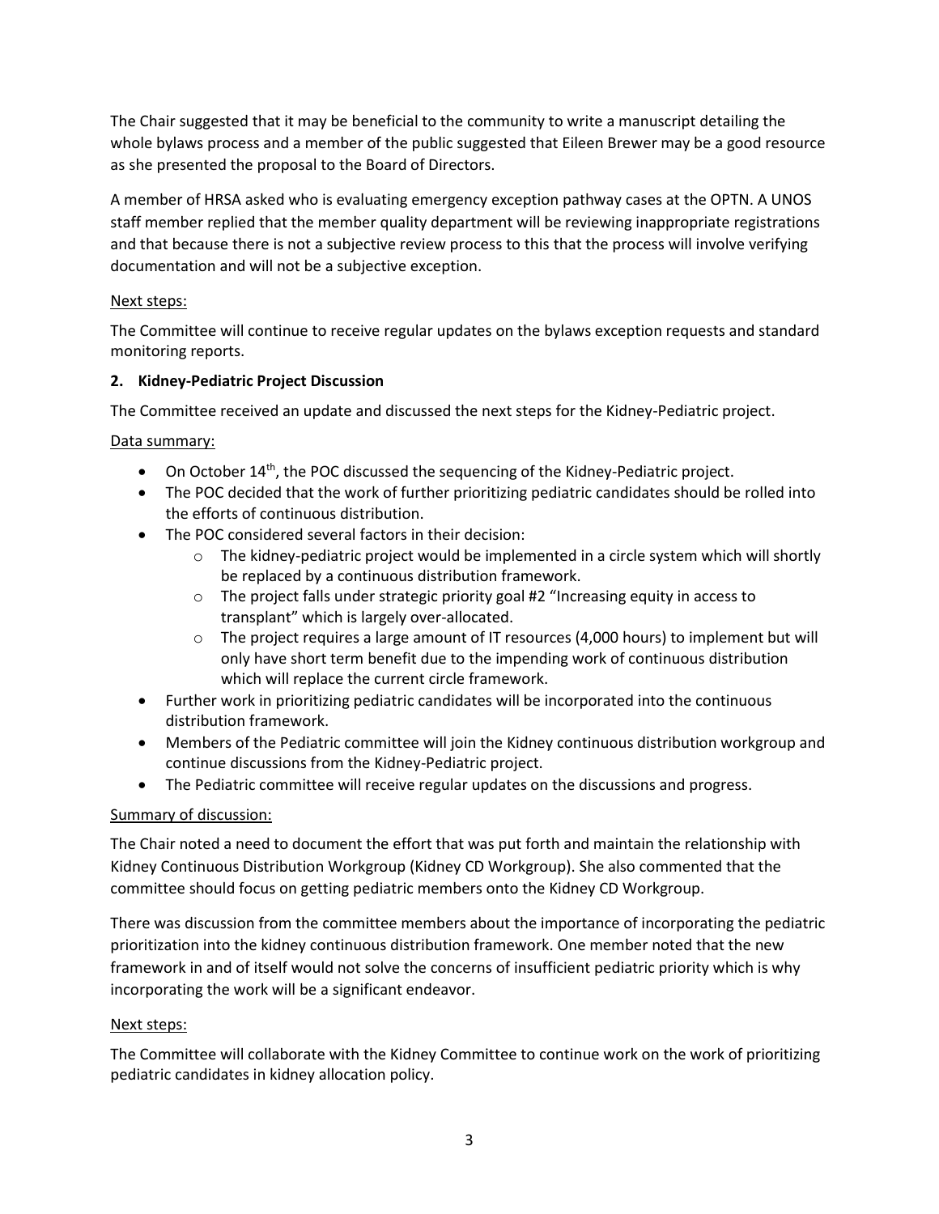The Chair suggested that it may be beneficial to the community to write a manuscript detailing the whole bylaws process and a member of the public suggested that Eileen Brewer may be a good resource as she presented the proposal to the Board of Directors.

A member of HRSA asked who is evaluating emergency exception pathway cases at the OPTN. A UNOS staff member replied that the member quality department will be reviewing inappropriate registrations and that because there is not a subjective review process to this that the process will involve verifying documentation and will not be a subjective exception.

Next steps:

The Committee will continue to receive regular updates on the bylaws exception requests and standard monitoring reports.

**2. Kidney-Pediatric Project Discussion**

The Committee received an update and discussed the next steps for the Kidney-Pediatric project.

Data summary:

- On October 14th, the POC discussed the sequencing of the Kidney-Pediatric project.
- The POC decided that the work of further prioritizing pediatric candidates should be rolled into the efforts of continuous distribution.
- The POC considered several factors in their decision:
    - The kidney-pediatric project would be implemented in a circle system which will shortly be replaced by a continuous distribution framework.
    - The project falls under strategic priority goal #2 "Increasing equity in access to transplant" which is largely over-allocated.
    - The project requires a large amount of IT resources (4,000 hours) to implement but will only have short term benefit due to the impending work of continuous distribution which will replace the current circle framework.
- Further work in prioritizing pediatric candidates will be incorporated into the continuous distribution framework.
- Members of the Pediatric committee will join the Kidney continuous distribution workgroup and continue discussions from the Kidney-Pediatric project.
- The Pediatric committee will receive regular updates on the discussions and progress.

Summary of discussion:

The Chair noted a need to document the effort that was put forth and maintain the relationship with Kidney Continuous Distribution Workgroup (Kidney CD Workgroup). She also commented that the committee should focus on getting pediatric members onto the Kidney CD Workgroup.

There was discussion from the committee members about the importance of incorporating the pediatric prioritization into the kidney continuous distribution framework. One member noted that the new framework in and of itself would not solve the concerns of insufficient pediatric priority which is why incorporating the work will be a significant endeavor.

Next steps:

The Committee will collaborate with the Kidney Committee to continue work on the work of prioritizing pediatric candidates in kidney allocation policy.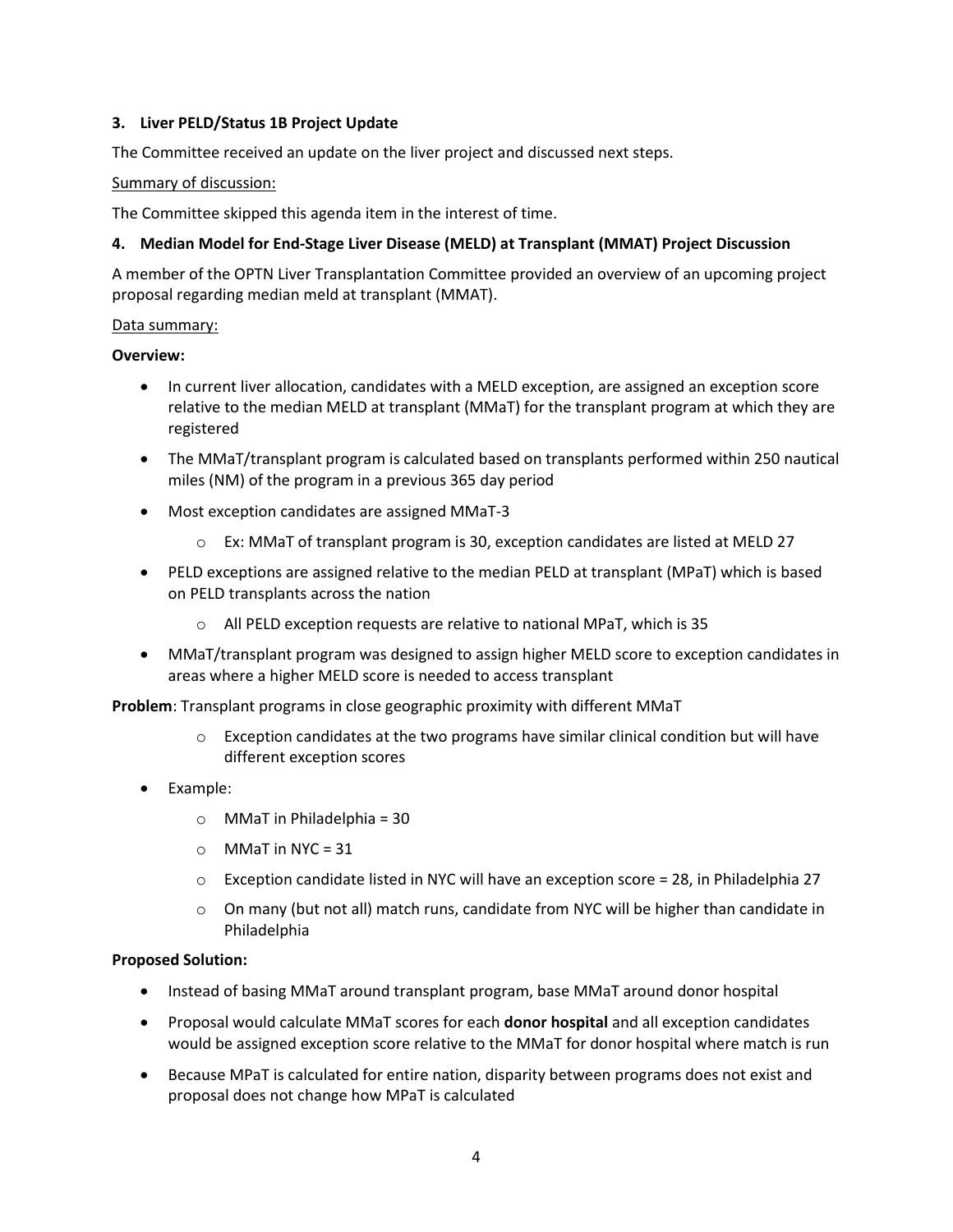**3. Liver PELD/Status 1B Project Update**

The Committee received an update on the liver project and discussed next steps.

Summary of discussion:

The Committee skipped this agenda item in the interest of time.

**4. Median Model for End-Stage Liver Disease (MELD) at Transplant (MMAT) Project Discussion**

A member of the OPTN Liver Transplantation Committee provided an overview of an upcoming project proposal regarding median meld at transplant (MMAT).

Data summary:

**Overview:**

- In current liver allocation, candidates with a MELD exception, are assigned an exception score relative to the median MELD at transplant (MMaT) for the transplant program at which they are registered
- The MMaT/transplant program is calculated based on transplants performed within 250 nautical miles (NM) of the program in a previous 365 day period
- Most exception candidates are assigned MMaT-3
  - Ex: MMaT of transplant program is 30, exception candidates are listed at MELD 27
- PELD exceptions are assigned relative to the median PELD at transplant (MPaT) which is based on PELD transplants across the nation
  - All PELD exception requests are relative to national MPaT, which is 35
- MMaT/transplant program was designed to assign higher MELD score to exception candidates in areas where a higher MELD score is needed to access transplant

**Problem**: Transplant programs in close geographic proximity with different MMaT

  - Exception candidates at the two programs have similar clinical condition but will have different exception scores

- Example:
  - MMaT in Philadelphia = 30
  - MMaT in NYC = 31
  - Exception candidate listed in NYC will have an exception score = 28, in Philadelphia 27
  - On many (but not all) match runs, candidate from NYC will be higher than candidate in Philadelphia

**Proposed Solution:**

- Instead of basing MMaT around transplant program, base MMaT around donor hospital
- Proposal would calculate MMaT scores for each **donor hospital** and all exception candidates would be assigned exception score relative to the MMaT for donor hospital where match is run
- Because MPaT is calculated for entire nation, disparity between programs does not exist and proposal does not change how MPaT is calculated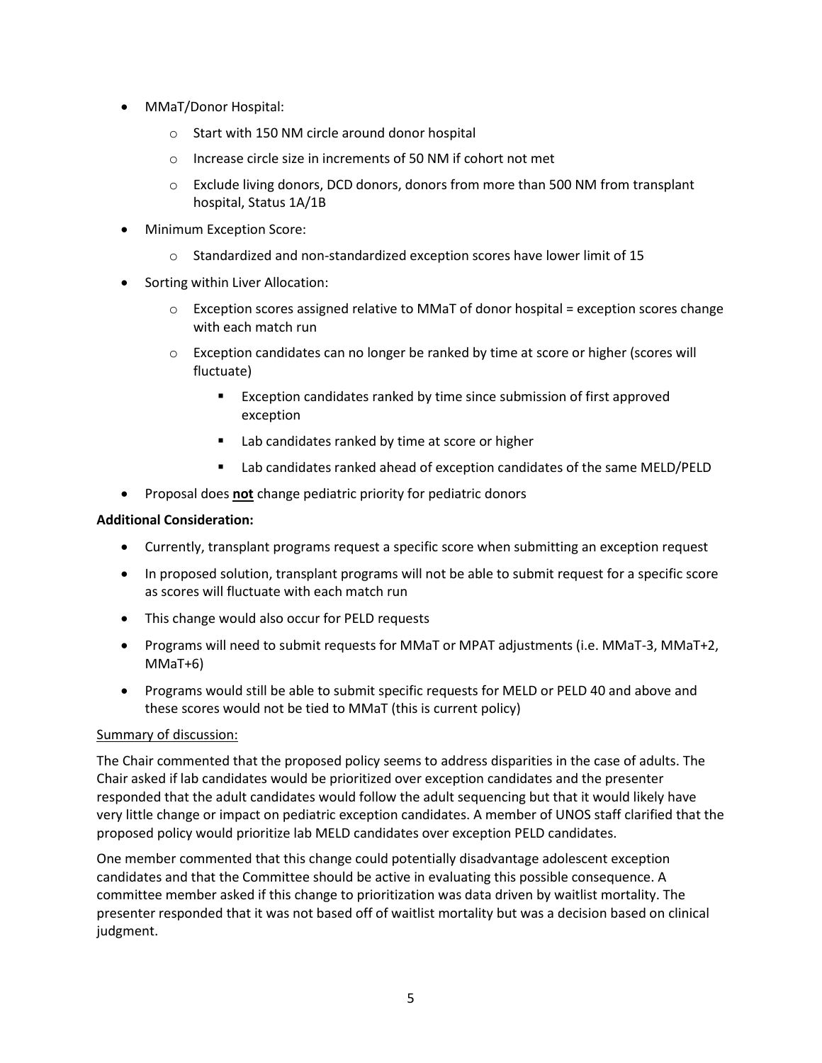- MMaT/Donor Hospital:
    - Start with 150 NM circle around donor hospital
    - Increase circle size in increments of 50 NM if cohort not met
    - Exclude living donors, DCD donors, donors from more than 500 NM from transplant hospital, Status 1A/1B
- Minimum Exception Score:
    - Standardized and non-standardized exception scores have lower limit of 15
- Sorting within Liver Allocation:
    - Exception scores assigned relative to MMaT of donor hospital = exception scores change with each match run
    - Exception candidates can no longer be ranked by time at score or higher (scores will fluctuate)
        - Exception candidates ranked by time since submission of first approved exception
        - Lab candidates ranked by time at score or higher
        - Lab candidates ranked ahead of exception candidates of the same MELD/PELD
- Proposal does **not** change pediatric priority for pediatric donors

**Additional Consideration:**

- Currently, transplant programs request a specific score when submitting an exception request
- In proposed solution, transplant programs will not be able to submit request for a specific score as scores will fluctuate with each match run
- This change would also occur for PELD requests
- Programs will need to submit requests for MMaT or MPAT adjustments (i.e. MMaT-3, MMaT+2, MMaT+6)
- Programs would still be able to submit specific requests for MELD or PELD 40 and above and these scores would not be tied to MMaT (this is current policy)

Summary of discussion:

The Chair commented that the proposed policy seems to address disparities in the case of adults. The Chair asked if lab candidates would be prioritized over exception candidates and the presenter responded that the adult candidates would follow the adult sequencing but that it would likely have very little change or impact on pediatric exception candidates. A member of UNOS staff clarified that the proposed policy would prioritize lab MELD candidates over exception PELD candidates.

One member commented that this change could potentially disadvantage adolescent exception candidates and that the Committee should be active in evaluating this possible consequence. A committee member asked if this change to prioritization was data driven by waitlist mortality. The presenter responded that it was not based off of waitlist mortality but was a decision based on clinical judgment.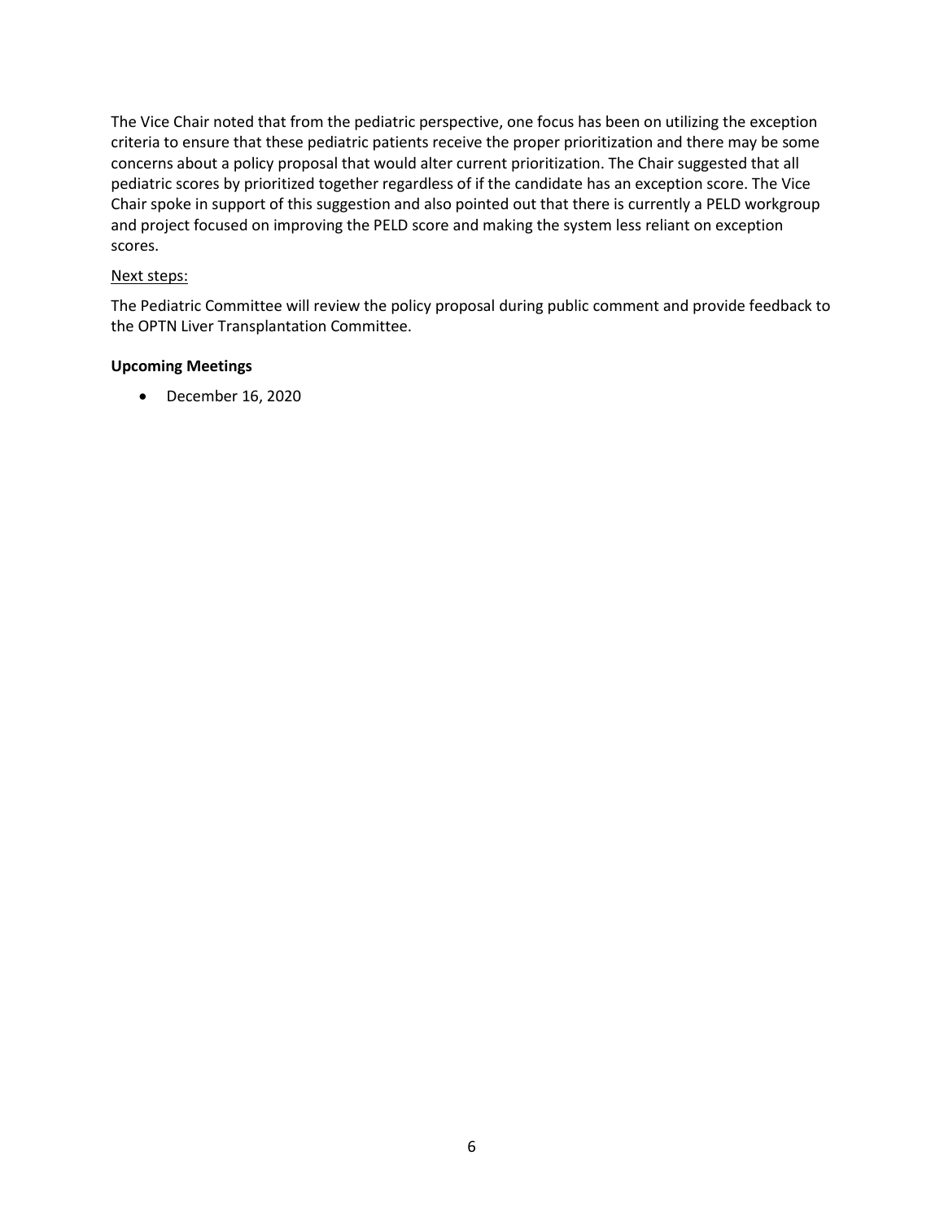The Vice Chair noted that from the pediatric perspective, one focus has been on utilizing the exception criteria to ensure that these pediatric patients receive the proper prioritization and there may be some concerns about a policy proposal that would alter current prioritization. The Chair suggested that all pediatric scores by prioritized together regardless of if the candidate has an exception score. The Vice Chair spoke in support of this suggestion and also pointed out that there is currently a PELD workgroup and project focused on improving the PELD score and making the system less reliant on exception scores.

<u>Next steps:</u>

The Pediatric Committee will review the policy proposal during public comment and provide feedback to the OPTN Liver Transplantation Committee.

**Upcoming Meetings**

- December 16, 2020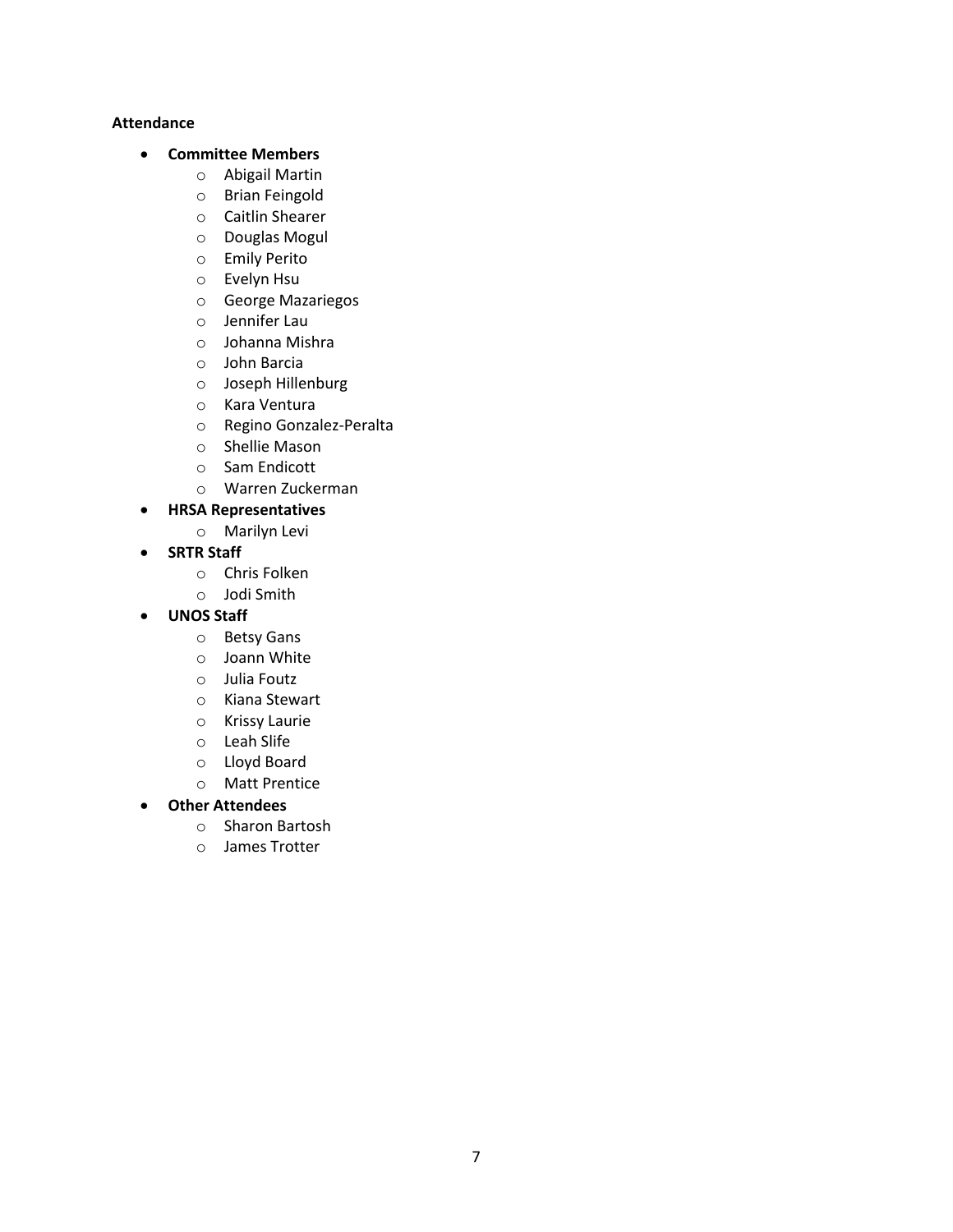**Attendance**

- **Committee Members**
  - Abigail Martin
  - Brian Feingold
  - Caitlin Shearer
  - Douglas Mogul
  - Emily Perito
  - Evelyn Hsu
  - George Mazariegos
  - Jennifer Lau
  - Johanna Mishra
  - John Barcia
  - Joseph Hillenburg
  - Kara Ventura
  - Regino Gonzalez-Peralta
  - Shellie Mason
  - Sam Endicott
  - Warren Zuckerman
- **HRSA Representatives**
  - Marilyn Levi
- **SRTR Staff**
  - Chris Folken
  - Jodi Smith
- **UNOS Staff**
  - Betsy Gans
  - Joann White
  - Julia Foutz
  - Kiana Stewart
  - Krissy Laurie
  - Leah Slife
  - Lloyd Board
  - Matt Prentice
- **Other Attendees**
  - Sharon Bartosh
  - James Trotter